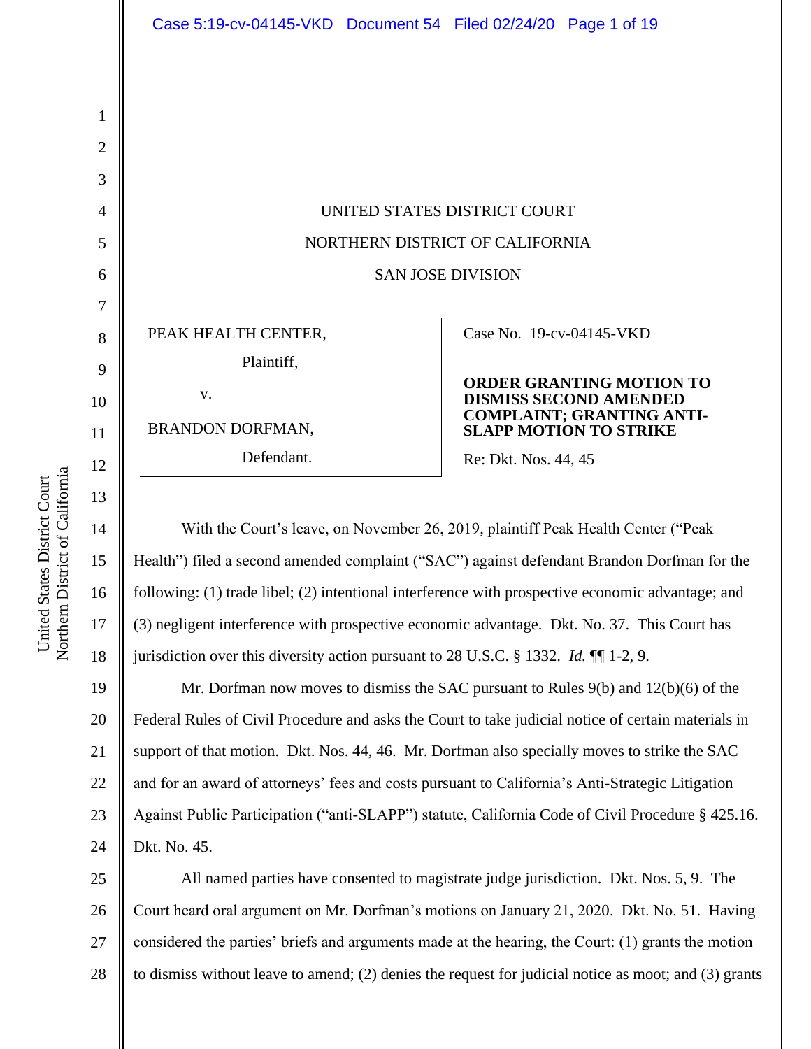UNITED STATES DISTRICT COURT

NORTHERN DISTRICT OF CALIFORNIA

SAN JOSE DIVISION

PEAK HEALTH CENTER,

Plaintiff,

v.

BRANDON DORFMAN,

Defendant.

Case No. 19-cv-04145-VKD

**ORDER GRANTING MOTION TO DISMISS SECOND AMENDED COMPLAINT; GRANTING ANTI-SLAPP MOTION TO STRIKE**

Re: Dkt. Nos. 44, 45

With the Court's leave, on November 26, 2019, plaintiff Peak Health Center ("Peak Health") filed a second amended complaint ("SAC") against defendant Brandon Dorfman for the following: (1) trade libel; (2) intentional interference with prospective economic advantage; and (3) negligent interference with prospective economic advantage. Dkt. No. 37. This Court has jurisdiction over this diversity action pursuant to 28 U.S.C. § 1332. *Id.* ¶¶ 1-2, 9.

Mr. Dorfman now moves to dismiss the SAC pursuant to Rules 9(b) and 12(b)(6) of the Federal Rules of Civil Procedure and asks the Court to take judicial notice of certain materials in support of that motion. Dkt. Nos. 44, 46. Mr. Dorfman also specially moves to strike the SAC and for an award of attorneys' fees and costs pursuant to California's Anti-Strategic Litigation Against Public Participation ("anti-SLAPP") statute, California Code of Civil Procedure § 425.16. Dkt. No. 45.

All named parties have consented to magistrate judge jurisdiction. Dkt. Nos. 5, 9. The Court heard oral argument on Mr. Dorfman's motions on January 21, 2020. Dkt. No. 51. Having considered the parties' briefs and arguments made at the hearing, the Court: (1) grants the motion to dismiss without leave to amend; (2) denies the request for judicial notice as moot; and (3) grants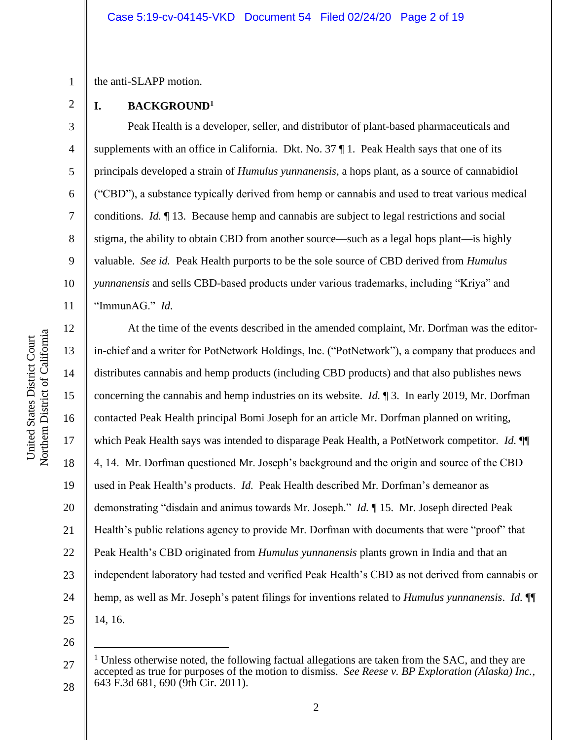the anti-SLAPP motion.

## I. BACKGROUND[1]

Peak Health is a developer, seller, and distributor of plant-based pharmaceuticals and supplements with an office in California. Dkt. No. 37 ¶ 1. Peak Health says that one of its principals developed a strain of *Humulus yunnanensis*, a hops plant, as a source of cannabidiol ("CBD"), a substance typically derived from hemp or cannabis and used to treat various medical conditions. *Id.* ¶ 13. Because hemp and cannabis are subject to legal restrictions and social stigma, the ability to obtain CBD from another source—such as a legal hops plant—is highly valuable. *See id.* Peak Health purports to be the sole source of CBD derived from *Humulus yunnanensis* and sells CBD-based products under various trademarks, including "Kriya" and "ImmunAG." *Id.*

At the time of the events described in the amended complaint, Mr. Dorfman was the editor-in-chief and a writer for PotNetwork Holdings, Inc. ("PotNetwork"), a company that produces and distributes cannabis and hemp products (including CBD products) and that also publishes news concerning the cannabis and hemp industries on its website. *Id.* ¶ 3. In early 2019, Mr. Dorfman contacted Peak Health principal Bomi Joseph for an article Mr. Dorfman planned on writing, which Peak Health says was intended to disparage Peak Health, a PotNetwork competitor. *Id.* ¶¶ 4, 14. Mr. Dorfman questioned Mr. Joseph's background and the origin and source of the CBD used in Peak Health's products. *Id.* Peak Health described Mr. Dorfman's demeanor as demonstrating "disdain and animus towards Mr. Joseph." *Id.* ¶ 15. Mr. Joseph directed Peak Health's public relations agency to provide Mr. Dorfman with documents that were "proof" that Peak Health's CBD originated from *Humulus yunnanensis* plants grown in India and that an independent laboratory had tested and verified Peak Health's CBD as not derived from cannabis or hemp, as well as Mr. Joseph's patent filings for inventions related to *Humulus yunnanensis*. *Id.* ¶¶ 14, 16.

---

[1] Unless otherwise noted, the following factual allegations are taken from the SAC, and they are accepted as true for purposes of the motion to dismiss. *See Reese v. BP Exploration (Alaska) Inc.*, 643 F.3d 681, 690 (9th Cir. 2011).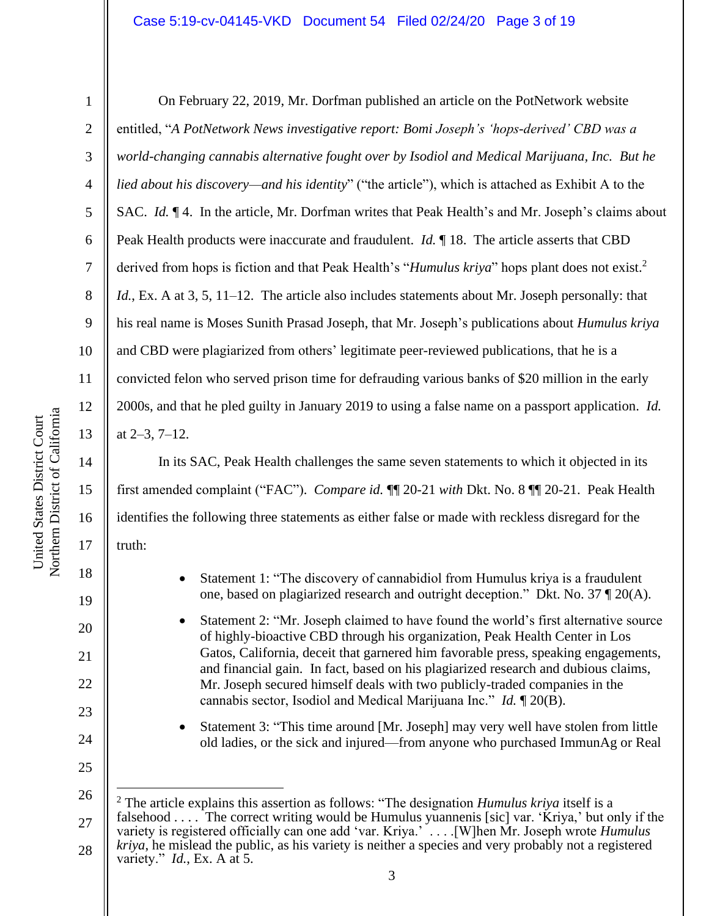On February 22, 2019, Mr. Dorfman published an article on the PotNetwork website entitled, "*A PotNetwork News investigative report: Bomi Joseph's 'hops-derived' CBD was a world-changing cannabis alternative fought over by Isodiol and Medical Marijuana, Inc. But he lied about his discovery—and his identity*" ("the article"), which is attached as Exhibit A to the SAC. *Id.* ¶ 4. In the article, Mr. Dorfman writes that Peak Health's and Mr. Joseph's claims about Peak Health products were inaccurate and fraudulent. *Id.* ¶ 18. The article asserts that CBD derived from hops is fiction and that Peak Health's "*Humulus kriya*" hops plant does not exist.[2] *Id.*, Ex. A at 3, 5, 11–12. The article also includes statements about Mr. Joseph personally: that his real name is Moses Sunith Prasad Joseph, that Mr. Joseph's publications about *Humulus kriya* and CBD were plagiarized from others' legitimate peer-reviewed publications, that he is a convicted felon who served prison time for defrauding various banks of $20 million in the early 2000s, and that he pled guilty in January 2019 to using a false name on a passport application. *Id.* at 2–3, 7–12.

In its SAC, Peak Health challenges the same seven statements to which it objected in its first amended complaint ("FAC"). *Compare id.* ¶¶ 20-21 *with* Dkt. No. 8 ¶¶ 20-21. Peak Health identifies the following three statements as either false or made with reckless disregard for the truth:

- Statement 1: "The discovery of cannabidiol from Humulus kriya is a fraudulent one, based on plagiarized research and outright deception." Dkt. No. 37 ¶ 20(A).
- Statement 2: "Mr. Joseph claimed to have found the world's first alternative source of highly-bioactive CBD through his organization, Peak Health Center in Los Gatos, California, deceit that garnered him favorable press, speaking engagements, and financial gain. In fact, based on his plagiarized research and dubious claims, Mr. Joseph secured himself deals with two publicly-traded companies in the cannabis sector, Isodiol and Medical Marijuana Inc." *Id.* ¶ 20(B).
- Statement 3: "This time around [Mr. Joseph] may very well have stolen from little old ladies, or the sick and injured—from anyone who purchased ImmunAg or Real

---

[2] The article explains this assertion as follows: "The designation *Humulus kriya* itself is a falsehood . . . . The correct writing would be Humulus yuannenis [sic] var. 'Kriya,' but only if the variety is registered officially can one add 'var. Kriya.' . . . .[W]hen Mr. Joseph wrote *Humulus kriya*, he mislead the public, as his variety is neither a species and very probably not a registered variety." *Id.*, Ex. A at 5.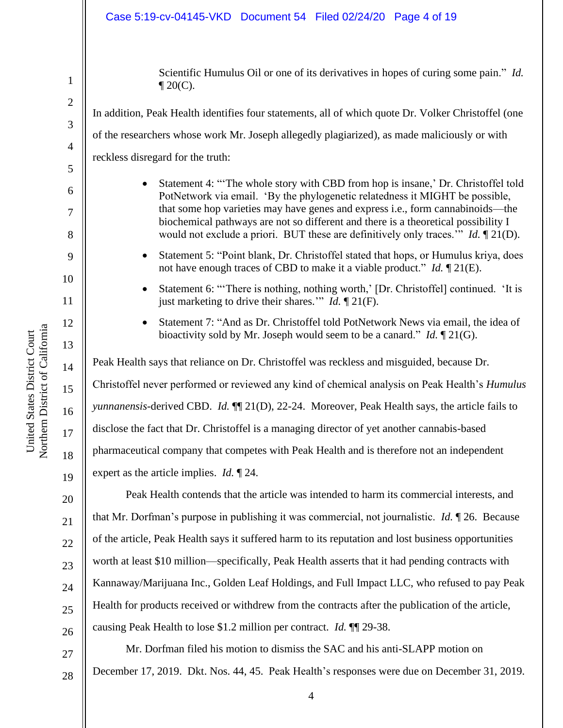> Scientific Humulus Oil or one of its derivatives in hopes of curing some pain." *Id.* ¶ 20(C).

In addition, Peak Health identifies four statements, all of which quote Dr. Volker Christoffel (one of the researchers whose work Mr. Joseph allegedly plagiarized), as made maliciously or with reckless disregard for the truth:

- Statement 4: "'The whole story with CBD from hop is insane,' Dr. Christoffel told PotNetwork via email. 'By the phylogenetic relatedness it MIGHT be possible, that some hop varieties may have genes and express i.e., form cannabinoids—the biochemical pathways are not so different and there is a theoretical possibility I would not exclude a priori. BUT these are definitively only traces.'" *Id.* ¶ 21(D).
- Statement 5: "Point blank, Dr. Christoffel stated that hops, or Humulus kriya, does not have enough traces of CBD to make it a viable product." *Id.* ¶ 21(E).
- Statement 6: "'There is nothing, nothing worth,' [Dr. Christoffel] continued. 'It is just marketing to drive their shares.'" *Id.* ¶ 21(F).
- Statement 7: "And as Dr. Christoffel told PotNetwork News via email, the idea of bioactivity sold by Mr. Joseph would seem to be a canard." *Id.* ¶ 21(G).

Peak Health says that reliance on Dr. Christoffel was reckless and misguided, because Dr. Christoffel never performed or reviewed any kind of chemical analysis on Peak Health's *Humulus yunnanensis*-derived CBD. *Id.* ¶¶ 21(D), 22-24. Moreover, Peak Health says, the article fails to disclose the fact that Dr. Christoffel is a managing director of yet another cannabis-based pharmaceutical company that competes with Peak Health and is therefore not an independent expert as the article implies. *Id.* ¶ 24.

Peak Health contends that the article was intended to harm its commercial interests, and that Mr. Dorfman's purpose in publishing it was commercial, not journalistic. *Id.* ¶ 26. Because of the article, Peak Health says it suffered harm to its reputation and lost business opportunities worth at least $10 million—specifically, Peak Health asserts that it had pending contracts with Kannaway/Marijuana Inc., Golden Leaf Holdings, and Full Impact LLC, who refused to pay Peak Health for products received or withdrew from the contracts after the publication of the article, causing Peak Health to lose $1.2 million per contract. *Id.* ¶¶ 29-38.

Mr. Dorfman filed his motion to dismiss the SAC and his anti-SLAPP motion on December 17, 2019. Dkt. Nos. 44, 45. Peak Health's responses were due on December 31, 2019.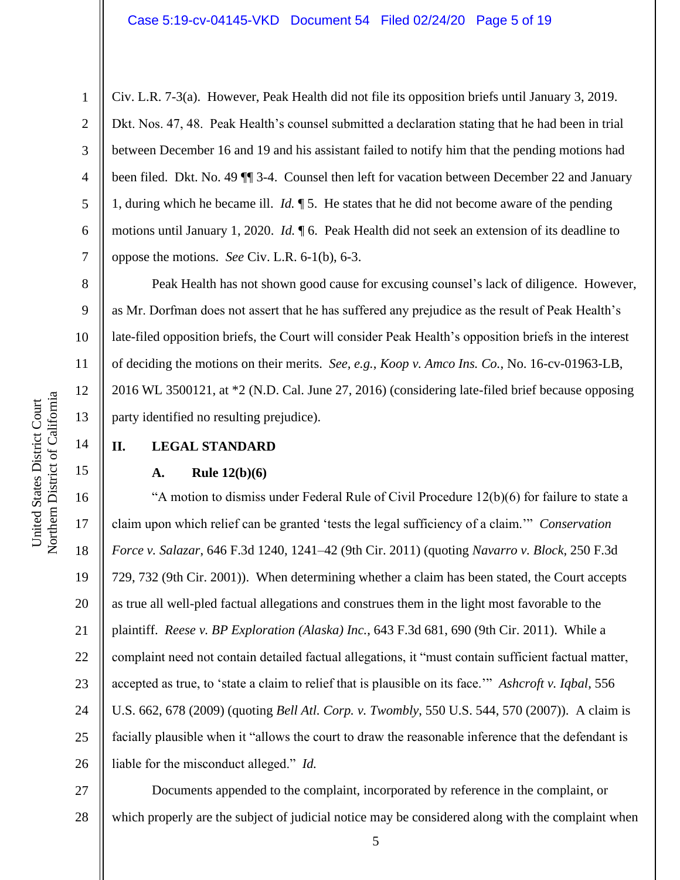Civ. L.R. 7-3(a). However, Peak Health did not file its opposition briefs until January 3, 2019. Dkt. Nos. 47, 48. Peak Health's counsel submitted a declaration stating that he had been in trial between December 16 and 19 and his assistant failed to notify him that the pending motions had been filed. Dkt. No. 49 ¶¶ 3-4. Counsel then left for vacation between December 22 and January 1, during which he became ill. *Id.* ¶ 5. He states that he did not become aware of the pending motions until January 1, 2020. *Id.* ¶ 6. Peak Health did not seek an extension of its deadline to oppose the motions. *See* Civ. L.R. 6-1(b), 6-3.

Peak Health has not shown good cause for excusing counsel's lack of diligence. However, as Mr. Dorfman does not assert that he has suffered any prejudice as the result of Peak Health's late-filed opposition briefs, the Court will consider Peak Health's opposition briefs in the interest of deciding the motions on their merits. *See, e.g.*, *Koop v. Amco Ins. Co.*, No. 16-cv-01963-LB, 2016 WL 3500121, at *2 (N.D. Cal. June 27, 2016) (considering late-filed brief because opposing party identified no resulting prejudice).

## II. LEGAL STANDARD

### A. Rule 12(b)(6)

"A motion to dismiss under Federal Rule of Civil Procedure 12(b)(6) for failure to state a claim upon which relief can be granted 'tests the legal sufficiency of a claim.'" *Conservation Force v. Salazar*, 646 F.3d 1240, 1241–42 (9th Cir. 2011) (quoting *Navarro v. Block*, 250 F.3d 729, 732 (9th Cir. 2001)). When determining whether a claim has been stated, the Court accepts as true all well-pled factual allegations and construes them in the light most favorable to the plaintiff. *Reese v. BP Exploration (Alaska) Inc.*, 643 F.3d 681, 690 (9th Cir. 2011). While a complaint need not contain detailed factual allegations, it "must contain sufficient factual matter, accepted as true, to 'state a claim to relief that is plausible on its face.'" *Ashcroft v. Iqbal*, 556 U.S. 662, 678 (2009) (quoting *Bell Atl. Corp. v. Twombly*, 550 U.S. 544, 570 (2007)). A claim is facially plausible when it "allows the court to draw the reasonable inference that the defendant is liable for the misconduct alleged." *Id.*

Documents appended to the complaint, incorporated by reference in the complaint, or which properly are the subject of judicial notice may be considered along with the complaint when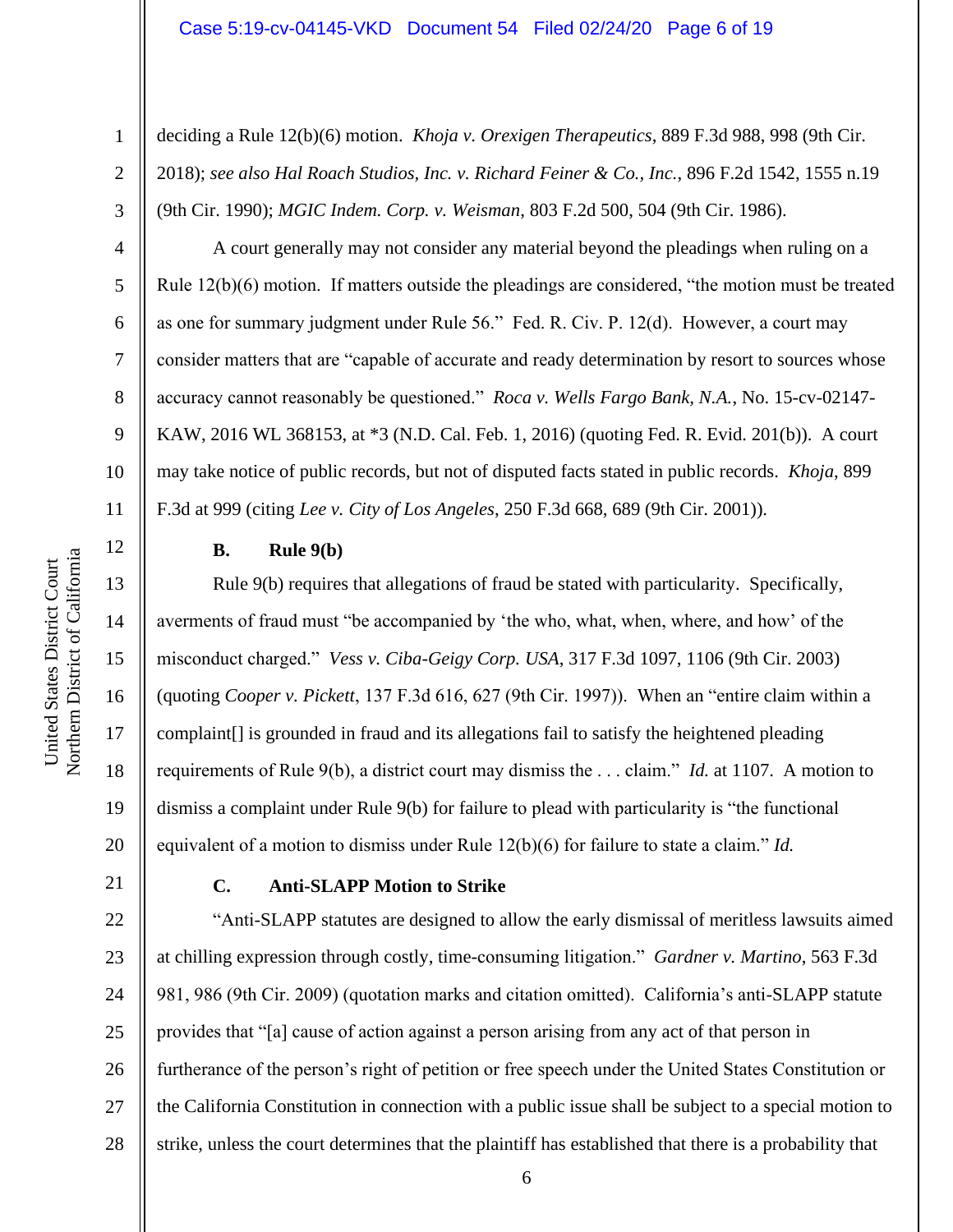deciding a Rule 12(b)(6) motion. *Khoja v. Orexigen Therapeutics*, 889 F.3d 988, 998 (9th Cir. 2018); *see also Hal Roach Studios, Inc. v. Richard Feiner & Co., Inc.*, 896 F.2d 1542, 1555 n.19 (9th Cir. 1990); *MGIC Indem. Corp. v. Weisman*, 803 F.2d 500, 504 (9th Cir. 1986).

A court generally may not consider any material beyond the pleadings when ruling on a Rule 12(b)(6) motion. If matters outside the pleadings are considered, "the motion must be treated as one for summary judgment under Rule 56." Fed. R. Civ. P. 12(d). However, a court may consider matters that are "capable of accurate and ready determination by resort to sources whose accuracy cannot reasonably be questioned." *Roca v. Wells Fargo Bank, N.A.*, No. 15-cv-02147-KAW, 2016 WL 368153, at *3 (N.D. Cal. Feb. 1, 2016) (quoting Fed. R. Evid. 201(b)). A court may take notice of public records, but not of disputed facts stated in public records. *Khoja*, 899 F.3d at 999 (citing *Lee v. City of Los Angeles*, 250 F.3d 668, 689 (9th Cir. 2001)).

**B. Rule 9(b)**

Rule 9(b) requires that allegations of fraud be stated with particularity. Specifically, averments of fraud must "be accompanied by 'the who, what, when, where, and how' of the misconduct charged." *Vess v. Ciba-Geigy Corp. USA*, 317 F.3d 1097, 1106 (9th Cir. 2003) (quoting *Cooper v. Pickett*, 137 F.3d 616, 627 (9th Cir. 1997)). When an "entire claim within a complaint[] is grounded in fraud and its allegations fail to satisfy the heightened pleading requirements of Rule 9(b), a district court may dismiss the . . . claim." *Id.* at 1107. A motion to dismiss a complaint under Rule 9(b) for failure to plead with particularity is "the functional equivalent of a motion to dismiss under Rule 12(b)(6) for failure to state a claim." *Id.*

**C. Anti-SLAPP Motion to Strike**

"Anti-SLAPP statutes are designed to allow the early dismissal of meritless lawsuits aimed at chilling expression through costly, time-consuming litigation." *Gardner v. Martino*, 563 F.3d 981, 986 (9th Cir. 2009) (quotation marks and citation omitted). California's anti-SLAPP statute provides that "[a] cause of action against a person arising from any act of that person in furtherance of the person's right of petition or free speech under the United States Constitution or the California Constitution in connection with a public issue shall be subject to a special motion to strike, unless the court determines that the plaintiff has established that there is a probability that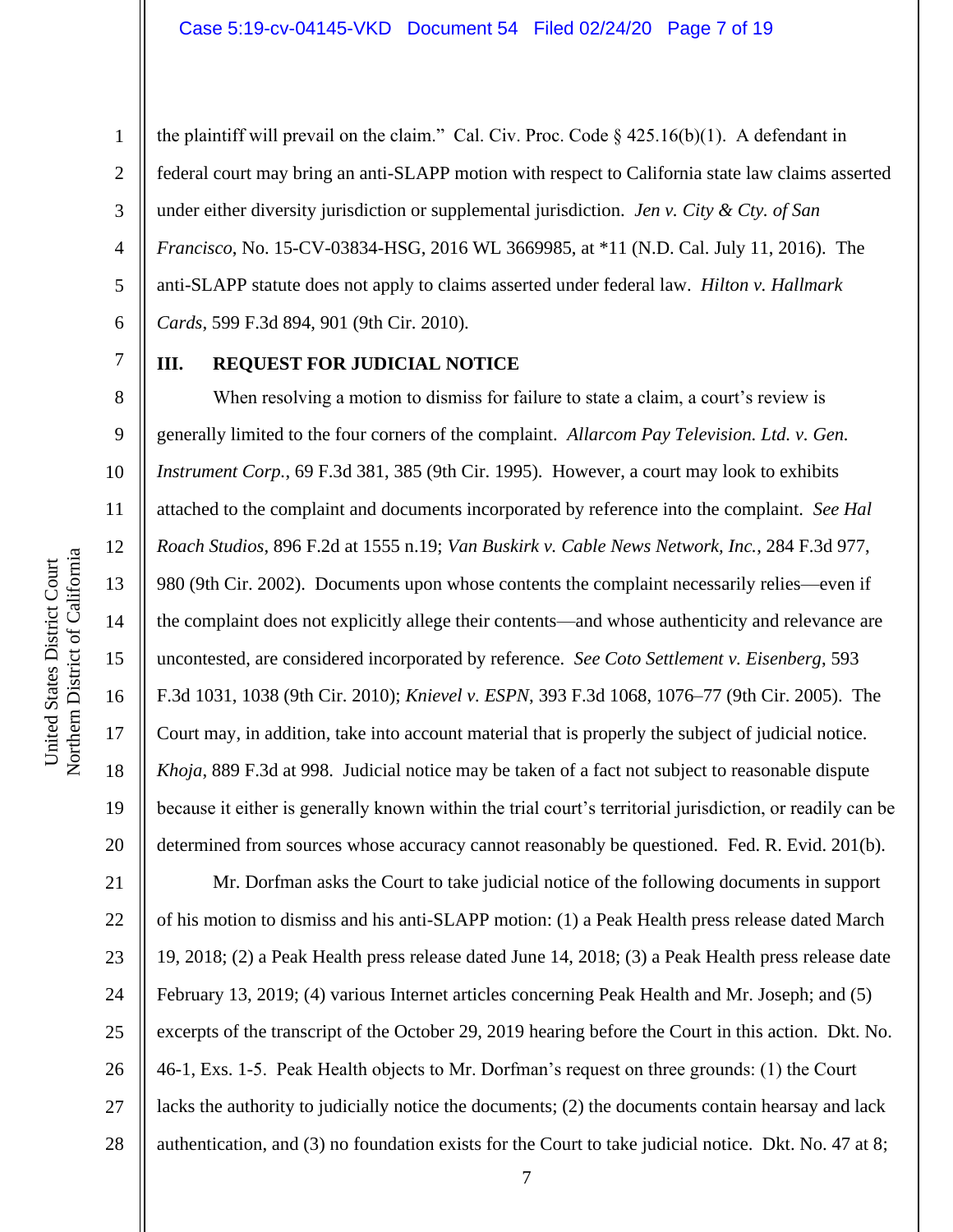the plaintiff will prevail on the claim." Cal. Civ. Proc. Code § 425.16(b)(1). A defendant in federal court may bring an anti-SLAPP motion with respect to California state law claims asserted under either diversity jurisdiction or supplemental jurisdiction. *Jen v. City & Cty. of San Francisco*, No. 15-CV-03834-HSG, 2016 WL 3669985, at *11 (N.D. Cal. July 11, 2016). The anti-SLAPP statute does not apply to claims asserted under federal law. *Hilton v. Hallmark Cards*, 599 F.3d 894, 901 (9th Cir. 2010).

## III. REQUEST FOR JUDICIAL NOTICE

When resolving a motion to dismiss for failure to state a claim, a court's review is generally limited to the four corners of the complaint. *Allarcom Pay Television. Ltd. v. Gen. Instrument Corp.*, 69 F.3d 381, 385 (9th Cir. 1995). However, a court may look to exhibits attached to the complaint and documents incorporated by reference into the complaint. *See Hal Roach Studios*, 896 F.2d at 1555 n.19; *Van Buskirk v. Cable News Network, Inc.*, 284 F.3d 977, 980 (9th Cir. 2002). Documents upon whose contents the complaint necessarily relies—even if the complaint does not explicitly allege their contents—and whose authenticity and relevance are uncontested, are considered incorporated by reference. *See Coto Settlement v. Eisenberg*, 593 F.3d 1031, 1038 (9th Cir. 2010); *Knievel v. ESPN*, 393 F.3d 1068, 1076–77 (9th Cir. 2005). The Court may, in addition, take into account material that is properly the subject of judicial notice. *Khoja*, 889 F.3d at 998. Judicial notice may be taken of a fact not subject to reasonable dispute because it either is generally known within the trial court's territorial jurisdiction, or readily can be determined from sources whose accuracy cannot reasonably be questioned. Fed. R. Evid. 201(b).

Mr. Dorfman asks the Court to take judicial notice of the following documents in support of his motion to dismiss and his anti-SLAPP motion: (1) a Peak Health press release dated March 19, 2018; (2) a Peak Health press release dated June 14, 2018; (3) a Peak Health press release date February 13, 2019; (4) various Internet articles concerning Peak Health and Mr. Joseph; and (5) excerpts of the transcript of the October 29, 2019 hearing before the Court in this action. Dkt. No. 46-1, Exs. 1-5. Peak Health objects to Mr. Dorfman's request on three grounds: (1) the Court lacks the authority to judicially notice the documents; (2) the documents contain hearsay and lack authentication, and (3) no foundation exists for the Court to take judicial notice. Dkt. No. 47 at 8;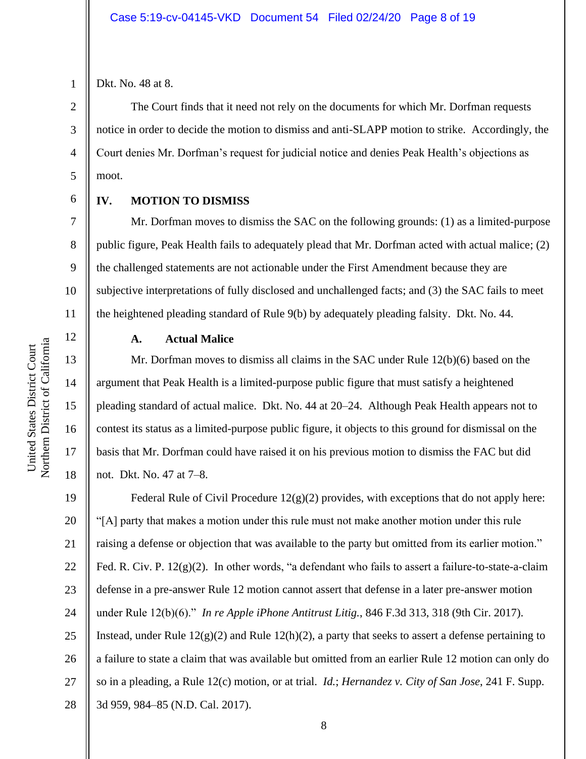Dkt. No. 48 at 8.

The Court finds that it need not rely on the documents for which Mr. Dorfman requests notice in order to decide the motion to dismiss and anti-SLAPP motion to strike. Accordingly, the Court denies Mr. Dorfman's request for judicial notice and denies Peak Health's objections as moot.

## IV. MOTION TO DISMISS

Mr. Dorfman moves to dismiss the SAC on the following grounds: (1) as a limited-purpose public figure, Peak Health fails to adequately plead that Mr. Dorfman acted with actual malice; (2) the challenged statements are not actionable under the First Amendment because they are subjective interpretations of fully disclosed and unchallenged facts; and (3) the SAC fails to meet the heightened pleading standard of Rule 9(b) by adequately pleading falsity. Dkt. No. 44.

### A. Actual Malice

Mr. Dorfman moves to dismiss all claims in the SAC under Rule 12(b)(6) based on the argument that Peak Health is a limited-purpose public figure that must satisfy a heightened pleading standard of actual malice. Dkt. No. 44 at 20–24. Although Peak Health appears not to contest its status as a limited-purpose public figure, it objects to this ground for dismissal on the basis that Mr. Dorfman could have raised it on his previous motion to dismiss the FAC but did not. Dkt. No. 47 at 7–8.

Federal Rule of Civil Procedure 12(g)(2) provides, with exceptions that do not apply here: "[A] party that makes a motion under this rule must not make another motion under this rule raising a defense or objection that was available to the party but omitted from its earlier motion." Fed. R. Civ. P. 12(g)(2). In other words, "a defendant who fails to assert a failure-to-state-a-claim defense in a pre-answer Rule 12 motion cannot assert that defense in a later pre-answer motion under Rule 12(b)(6)." *In re Apple iPhone Antitrust Litig.*, 846 F.3d 313, 318 (9th Cir. 2017). Instead, under Rule 12(g)(2) and Rule 12(h)(2), a party that seeks to assert a defense pertaining to a failure to state a claim that was available but omitted from an earlier Rule 12 motion can only do so in a pleading, a Rule 12(c) motion, or at trial. *Id.*; *Hernandez v. City of San Jose*, 241 F. Supp. 3d 959, 984–85 (N.D. Cal. 2017).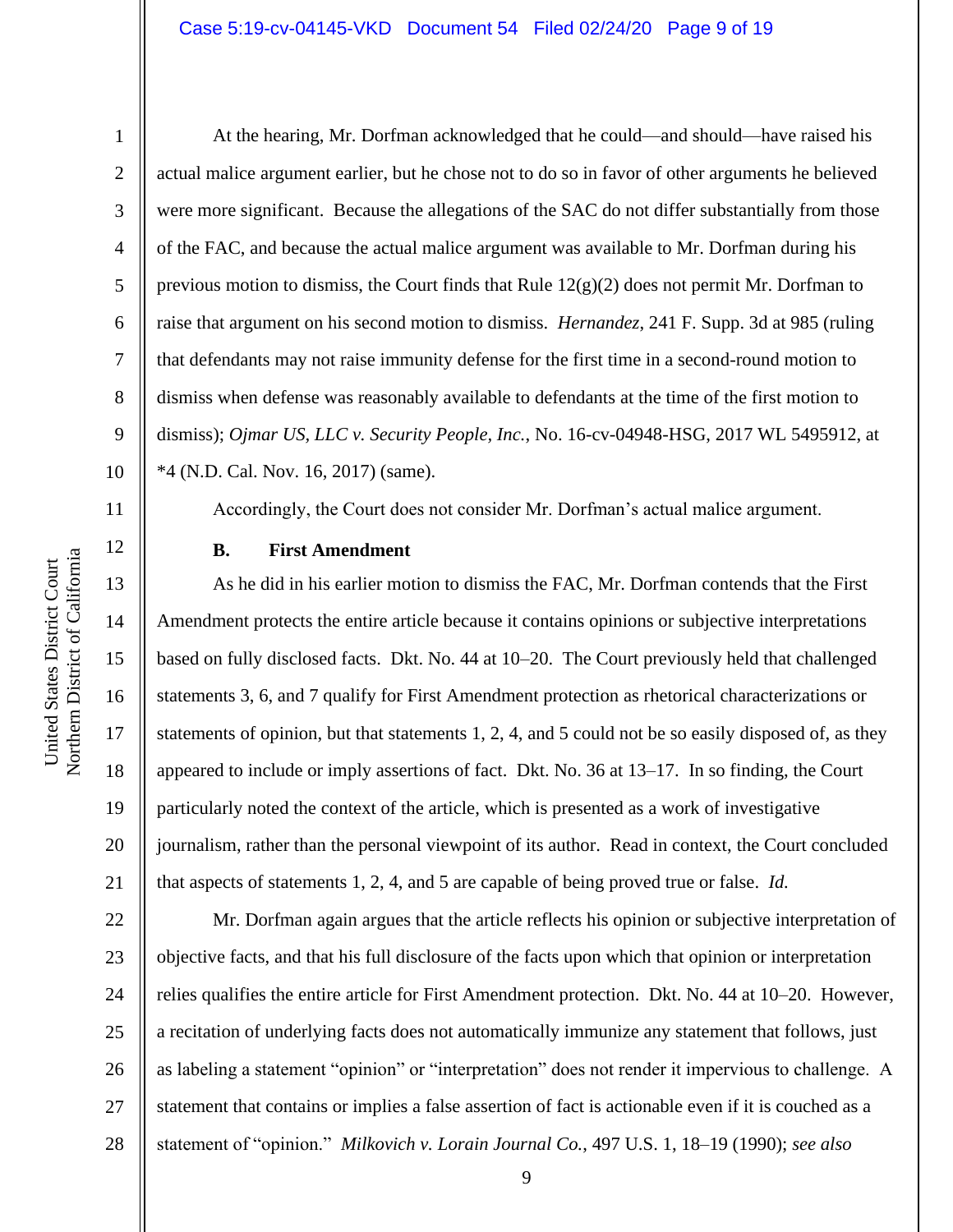At the hearing, Mr. Dorfman acknowledged that he could—and should—have raised his actual malice argument earlier, but he chose not to do so in favor of other arguments he believed were more significant. Because the allegations of the SAC do not differ substantially from those of the FAC, and because the actual malice argument was available to Mr. Dorfman during his previous motion to dismiss, the Court finds that Rule 12(g)(2) does not permit Mr. Dorfman to raise that argument on his second motion to dismiss. *Hernandez*, 241 F. Supp. 3d at 985 (ruling that defendants may not raise immunity defense for the first time in a second-round motion to dismiss when defense was reasonably available to defendants at the time of the first motion to dismiss); *Ojmar US, LLC v. Security People, Inc.*, No. 16-cv-04948-HSG, 2017 WL 5495912, at *4 (N.D. Cal. Nov. 16, 2017) (same).

Accordingly, the Court does not consider Mr. Dorfman's actual malice argument.

### B. First Amendment

As he did in his earlier motion to dismiss the FAC, Mr. Dorfman contends that the First Amendment protects the entire article because it contains opinions or subjective interpretations based on fully disclosed facts. Dkt. No. 44 at 10–20. The Court previously held that challenged statements 3, 6, and 7 qualify for First Amendment protection as rhetorical characterizations or statements of opinion, but that statements 1, 2, 4, and 5 could not be so easily disposed of, as they appeared to include or imply assertions of fact. Dkt. No. 36 at 13–17. In so finding, the Court particularly noted the context of the article, which is presented as a work of investigative journalism, rather than the personal viewpoint of its author. Read in context, the Court concluded that aspects of statements 1, 2, 4, and 5 are capable of being proved true or false. *Id.*

Mr. Dorfman again argues that the article reflects his opinion or subjective interpretation of objective facts, and that his full disclosure of the facts upon which that opinion or interpretation relies qualifies the entire article for First Amendment protection. Dkt. No. 44 at 10–20. However, a recitation of underlying facts does not automatically immunize any statement that follows, just as labeling a statement "opinion" or "interpretation" does not render it impervious to challenge. A statement that contains or implies a false assertion of fact is actionable even if it is couched as a statement of "opinion." *Milkovich v. Lorain Journal Co.*, 497 U.S. 1, 18–19 (1990); *see also*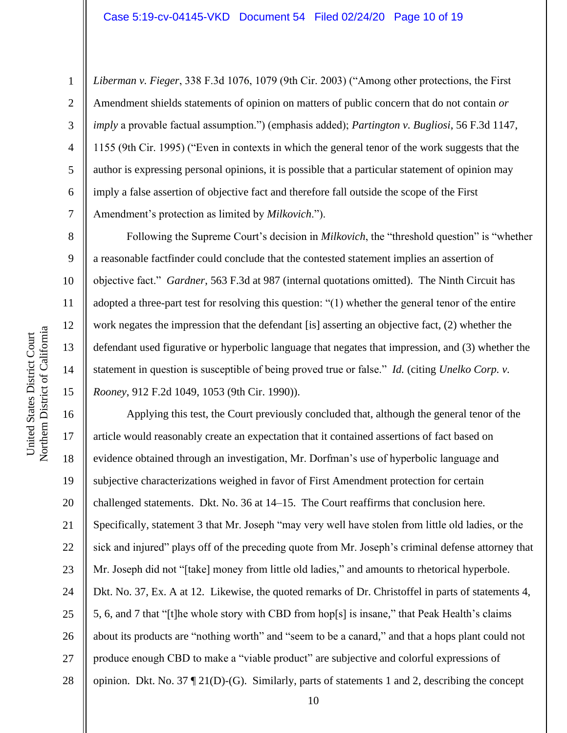*Liberman v. Fieger*, 338 F.3d 1076, 1079 (9th Cir. 2003) ("Among other protections, the First Amendment shields statements of opinion on matters of public concern that do not contain *or imply* a provable factual assumption.") (emphasis added); *Partington v. Bugliosi*, 56 F.3d 1147, 1155 (9th Cir. 1995) ("Even in contexts in which the general tenor of the work suggests that the author is expressing personal opinions, it is possible that a particular statement of opinion may imply a false assertion of objective fact and therefore fall outside the scope of the First Amendment's protection as limited by *Milkovich*.").

Following the Supreme Court's decision in *Milkovich*, the "threshold question" is "whether a reasonable factfinder could conclude that the contested statement implies an assertion of objective fact." *Gardner*, 563 F.3d at 987 (internal quotations omitted). The Ninth Circuit has adopted a three-part test for resolving this question: "(1) whether the general tenor of the entire work negates the impression that the defendant [is] asserting an objective fact, (2) whether the defendant used figurative or hyperbolic language that negates that impression, and (3) whether the statement in question is susceptible of being proved true or false." *Id.* (citing *Unelko Corp. v. Rooney*, 912 F.2d 1049, 1053 (9th Cir. 1990)).

Applying this test, the Court previously concluded that, although the general tenor of the article would reasonably create an expectation that it contained assertions of fact based on evidence obtained through an investigation, Mr. Dorfman's use of hyperbolic language and subjective characterizations weighed in favor of First Amendment protection for certain challenged statements. Dkt. No. 36 at 14–15. The Court reaffirms that conclusion here. Specifically, statement 3 that Mr. Joseph "may very well have stolen from little old ladies, or the sick and injured" plays off of the preceding quote from Mr. Joseph's criminal defense attorney that Mr. Joseph did not "[take] money from little old ladies," and amounts to rhetorical hyperbole. Dkt. No. 37, Ex. A at 12. Likewise, the quoted remarks of Dr. Christoffel in parts of statements 4, 5, 6, and 7 that "[t]he whole story with CBD from hop[s] is insane," that Peak Health's claims about its products are "nothing worth" and "seem to be a canard," and that a hops plant could not produce enough CBD to make a "viable product" are subjective and colorful expressions of opinion. Dkt. No. 37 ¶ 21(D)-(G). Similarly, parts of statements 1 and 2, describing the concept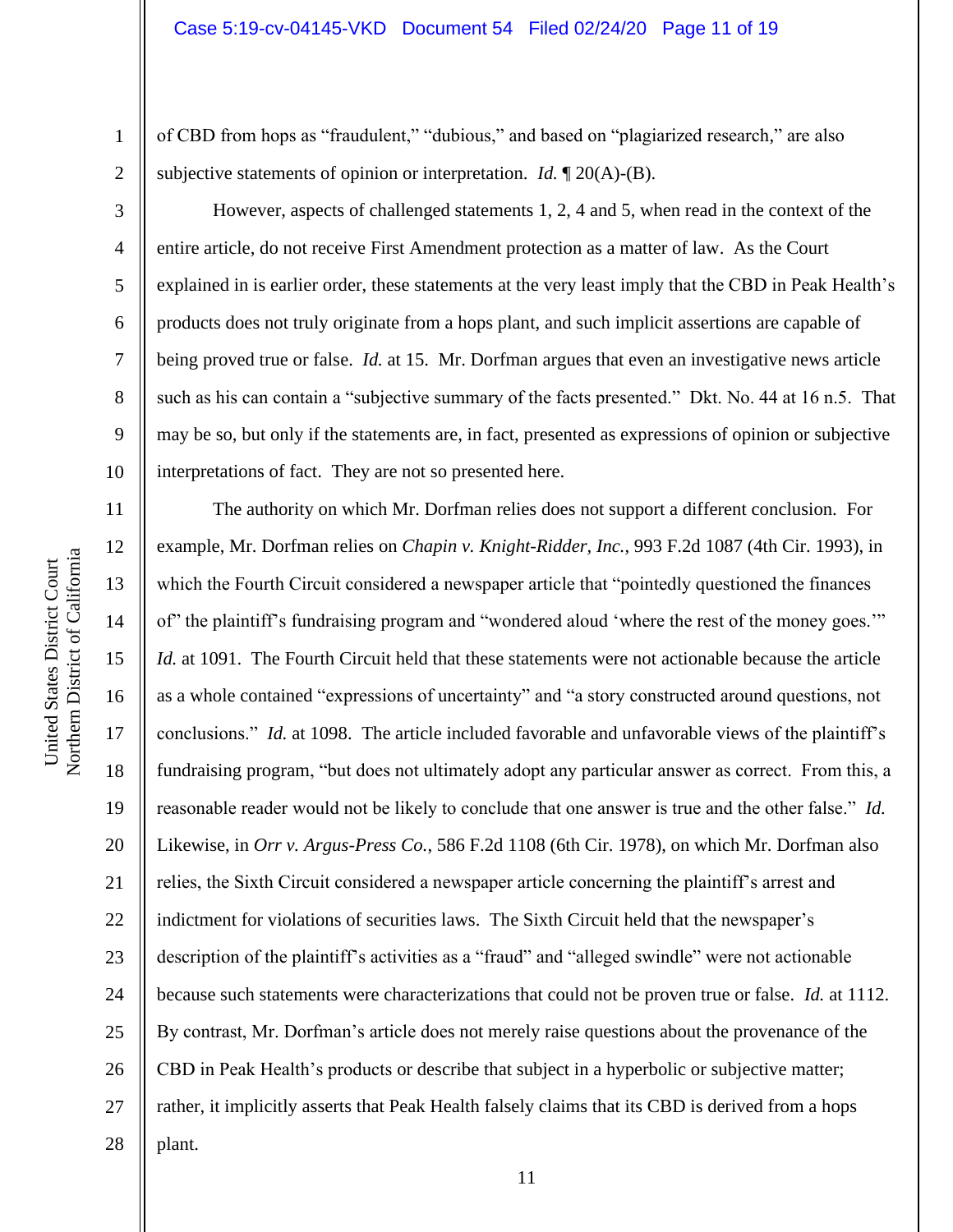of CBD from hops as "fraudulent," "dubious," and based on "plagiarized research," are also subjective statements of opinion or interpretation. *Id.* ¶ 20(A)-(B).

However, aspects of challenged statements 1, 2, 4 and 5, when read in the context of the entire article, do not receive First Amendment protection as a matter of law. As the Court explained in is earlier order, these statements at the very least imply that the CBD in Peak Health's products does not truly originate from a hops plant, and such implicit assertions are capable of being proved true or false. *Id.* at 15. Mr. Dorfman argues that even an investigative news article such as his can contain a "subjective summary of the facts presented." Dkt. No. 44 at 16 n.5. That may be so, but only if the statements are, in fact, presented as expressions of opinion or subjective interpretations of fact. They are not so presented here.

The authority on which Mr. Dorfman relies does not support a different conclusion. For example, Mr. Dorfman relies on *Chapin v. Knight-Ridder, Inc.*, 993 F.2d 1087 (4th Cir. 1993), in which the Fourth Circuit considered a newspaper article that "pointedly questioned the finances of" the plaintiff's fundraising program and "wondered aloud 'where the rest of the money goes.'" *Id.* at 1091. The Fourth Circuit held that these statements were not actionable because the article as a whole contained "expressions of uncertainty" and "a story constructed around questions, not conclusions." *Id.* at 1098. The article included favorable and unfavorable views of the plaintiff's fundraising program, "but does not ultimately adopt any particular answer as correct. From this, a reasonable reader would not be likely to conclude that one answer is true and the other false." *Id.* Likewise, in *Orr v. Argus-Press Co.*, 586 F.2d 1108 (6th Cir. 1978), on which Mr. Dorfman also relies, the Sixth Circuit considered a newspaper article concerning the plaintiff's arrest and indictment for violations of securities laws. The Sixth Circuit held that the newspaper's description of the plaintiff's activities as a "fraud" and "alleged swindle" were not actionable because such statements were characterizations that could not be proven true or false. *Id.* at 1112. By contrast, Mr. Dorfman's article does not merely raise questions about the provenance of the CBD in Peak Health's products or describe that subject in a hyperbolic or subjective matter; rather, it implicitly asserts that Peak Health falsely claims that its CBD is derived from a hops plant.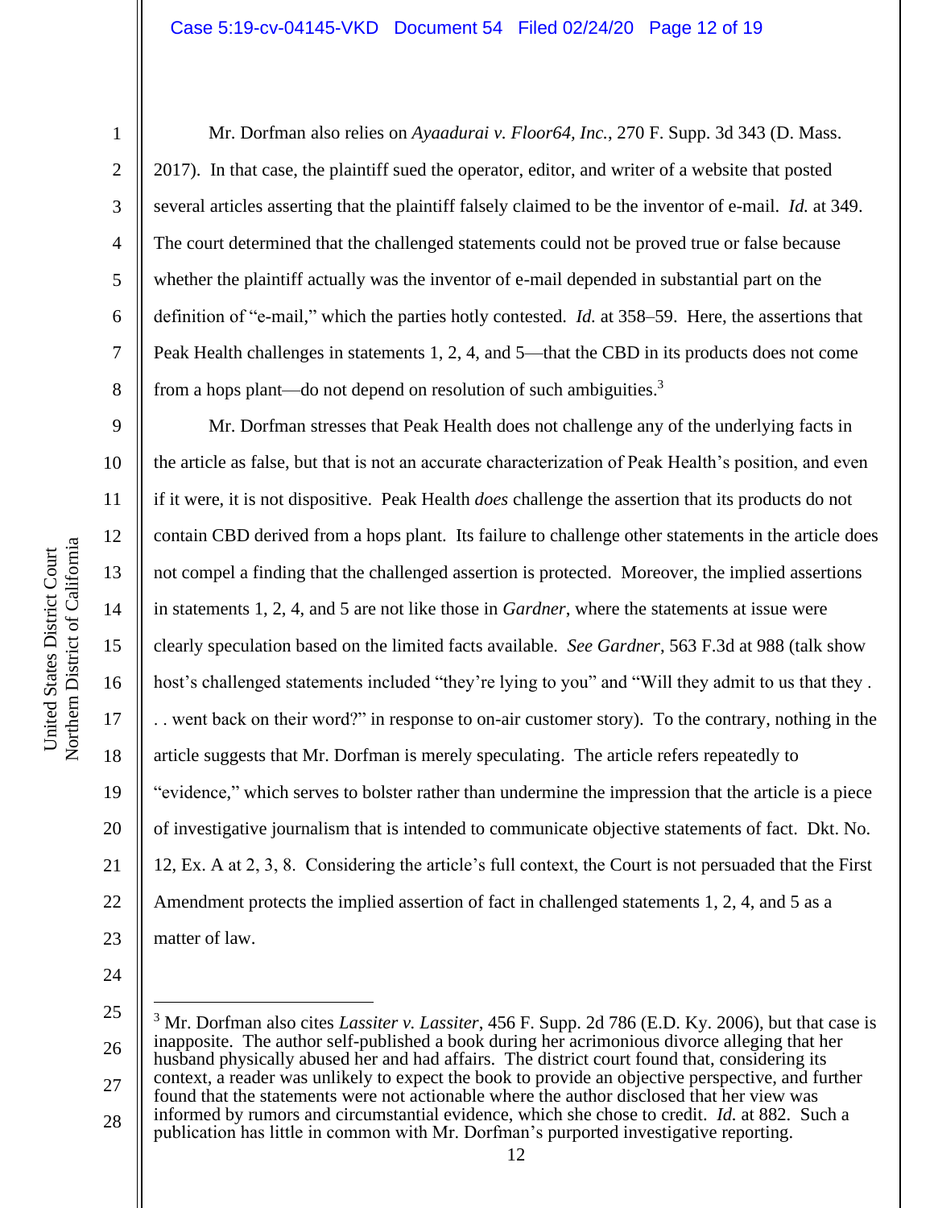Mr. Dorfman also relies on *Ayaadurai v. Floor64, Inc.*, 270 F. Supp. 3d 343 (D. Mass. 2017). In that case, the plaintiff sued the operator, editor, and writer of a website that posted several articles asserting that the plaintiff falsely claimed to be the inventor of e-mail. *Id.* at 349. The court determined that the challenged statements could not be proved true or false because whether the plaintiff actually was the inventor of e-mail depended in substantial part on the definition of "e-mail," which the parties hotly contested. *Id.* at 358–59. Here, the assertions that Peak Health challenges in statements 1, 2, 4, and 5—that the CBD in its products does not come from a hops plant—do not depend on resolution of such ambiguities.[3]

Mr. Dorfman stresses that Peak Health does not challenge any of the underlying facts in the article as false, but that is not an accurate characterization of Peak Health's position, and even if it were, it is not dispositive. Peak Health *does* challenge the assertion that its products do not contain CBD derived from a hops plant. Its failure to challenge other statements in the article does not compel a finding that the challenged assertion is protected. Moreover, the implied assertions in statements 1, 2, 4, and 5 are not like those in *Gardner*, where the statements at issue were clearly speculation based on the limited facts available. *See Gardner*, 563 F.3d at 988 (talk show host's challenged statements included "they're lying to you" and "Will they admit to us that they . . . went back on their word?" in response to on-air customer story). To the contrary, nothing in the article suggests that Mr. Dorfman is merely speculating. The article refers repeatedly to "evidence," which serves to bolster rather than undermine the impression that the article is a piece of investigative journalism that is intended to communicate objective statements of fact. Dkt. No. 12, Ex. A at 2, 3, 8. Considering the article's full context, the Court is not persuaded that the First Amendment protects the implied assertion of fact in challenged statements 1, 2, 4, and 5 as a matter of law.

---

[3] Mr. Dorfman also cites *Lassiter v. Lassiter*, 456 F. Supp. 2d 786 (E.D. Ky. 2006), but that case is inapposite. The author self-published a book during her acrimonious divorce alleging that her husband physically abused her and had affairs. The district court found that, considering its context, a reader was unlikely to expect the book to provide an objective perspective, and further found that the statements were not actionable where the author disclosed that her view was informed by rumors and circumstantial evidence, which she chose to credit. *Id.* at 882. Such a publication has little in common with Mr. Dorfman's purported investigative reporting.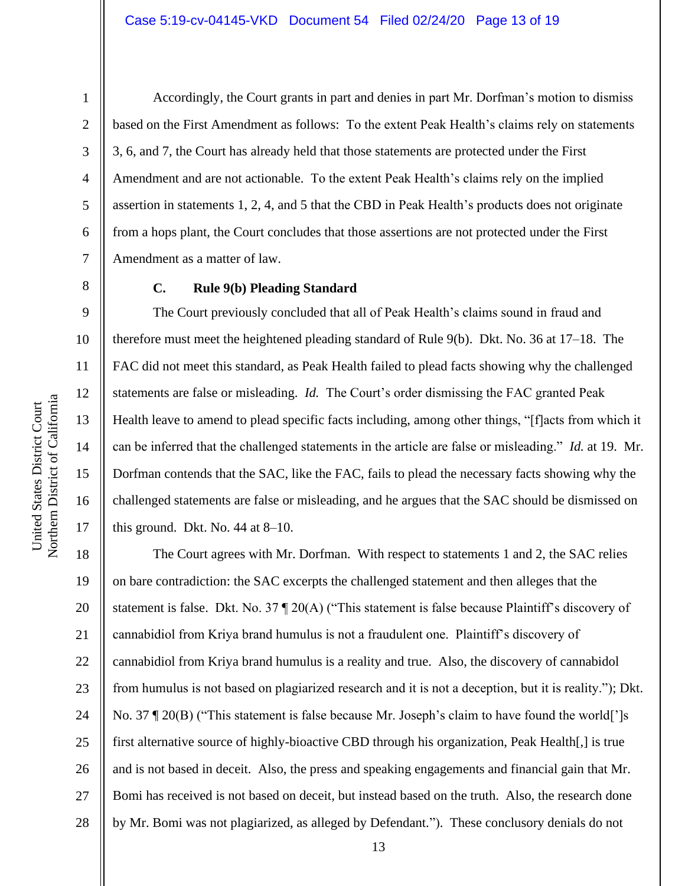Accordingly, the Court grants in part and denies in part Mr. Dorfman's motion to dismiss based on the First Amendment as follows: To the extent Peak Health's claims rely on statements 3, 6, and 7, the Court has already held that those statements are protected under the First Amendment and are not actionable. To the extent Peak Health's claims rely on the implied assertion in statements 1, 2, 4, and 5 that the CBD in Peak Health's products does not originate from a hops plant, the Court concludes that those assertions are not protected under the First Amendment as a matter of law.

### C. Rule 9(b) Pleading Standard

The Court previously concluded that all of Peak Health's claims sound in fraud and therefore must meet the heightened pleading standard of Rule 9(b). Dkt. No. 36 at 17–18. The FAC did not meet this standard, as Peak Health failed to plead facts showing why the challenged statements are false or misleading. *Id.* The Court's order dismissing the FAC granted Peak Health leave to amend to plead specific facts including, among other things, "[f]acts from which it can be inferred that the challenged statements in the article are false or misleading." *Id.* at 19. Mr. Dorfman contends that the SAC, like the FAC, fails to plead the necessary facts showing why the challenged statements are false or misleading, and he argues that the SAC should be dismissed on this ground. Dkt. No. 44 at 8–10.

The Court agrees with Mr. Dorfman. With respect to statements 1 and 2, the SAC relies on bare contradiction: the SAC excerpts the challenged statement and then alleges that the statement is false. Dkt. No. 37 ¶ 20(A) ("This statement is false because Plaintiff's discovery of cannabidiol from Kriya brand humulus is not a fraudulent one. Plaintiff's discovery of cannabidiol from Kriya brand humulus is a reality and true. Also, the discovery of cannabidol from humulus is not based on plagiarized research and it is not a deception, but it is reality."); Dkt. No. 37 ¶ 20(B) ("This statement is false because Mr. Joseph's claim to have found the world[']s first alternative source of highly-bioactive CBD through his organization, Peak Health[,] is true and is not based in deceit. Also, the press and speaking engagements and financial gain that Mr. Bomi has received is not based on deceit, but instead based on the truth. Also, the research done by Mr. Bomi was not plagiarized, as alleged by Defendant."). These conclusory denials do not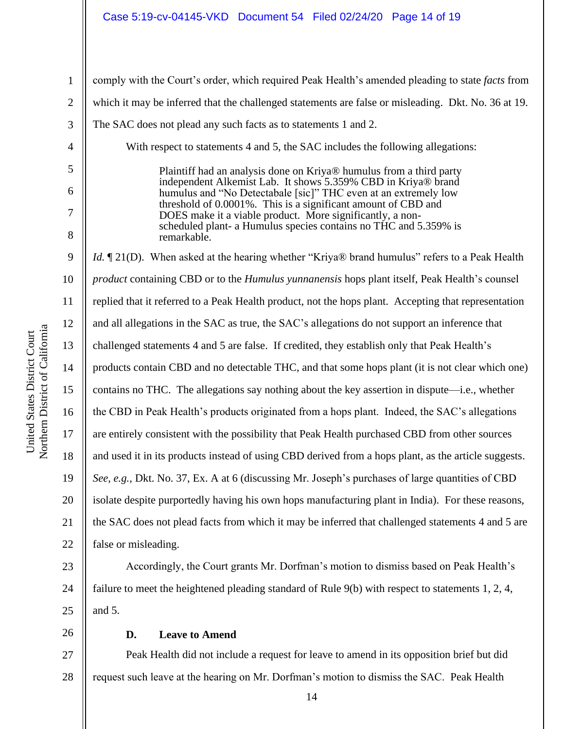comply with the Court's order, which required Peak Health's amended pleading to state *facts* from which it may be inferred that the challenged statements are false or misleading. Dkt. No. 36 at 19. The SAC does not plead any such facts as to statements 1 and 2.

With respect to statements 4 and 5, the SAC includes the following allegations:

> Plaintiff had an analysis done on Kriya® humulus from a third party independent Alkemist Lab. It shows 5.359% CBD in Kriya® brand humulus and "No Detectabale [sic]" THC even at an extremely low threshold of 0.0001%. This is a significant amount of CBD and DOES make it a viable product. More significantly, a non-scheduled plant- a Humulus species contains no THC and 5.359% is remarkable.

*Id.* ¶ 21(D). When asked at the hearing whether "Kriya® brand humulus" refers to a Peak Health *product* containing CBD or to the *Humulus yunnanensis* hops plant itself, Peak Health's counsel replied that it referred to a Peak Health product, not the hops plant. Accepting that representation and all allegations in the SAC as true, the SAC's allegations do not support an inference that challenged statements 4 and 5 are false. If credited, they establish only that Peak Health's products contain CBD and no detectable THC, and that some hops plant (it is not clear which one) contains no THC. The allegations say nothing about the key assertion in dispute—i.e., whether the CBD in Peak Health's products originated from a hops plant. Indeed, the SAC's allegations are entirely consistent with the possibility that Peak Health purchased CBD from other sources and used it in its products instead of using CBD derived from a hops plant, as the article suggests. *See, e.g.*, Dkt. No. 37, Ex. A at 6 (discussing Mr. Joseph's purchases of large quantities of CBD isolate despite purportedly having his own hops manufacturing plant in India). For these reasons, the SAC does not plead facts from which it may be inferred that challenged statements 4 and 5 are false or misleading.

Accordingly, the Court grants Mr. Dorfman's motion to dismiss based on Peak Health's failure to meet the heightened pleading standard of Rule 9(b) with respect to statements 1, 2, 4, and 5.

### D. Leave to Amend

Peak Health did not include a request for leave to amend in its opposition brief but did request such leave at the hearing on Mr. Dorfman's motion to dismiss the SAC. Peak Health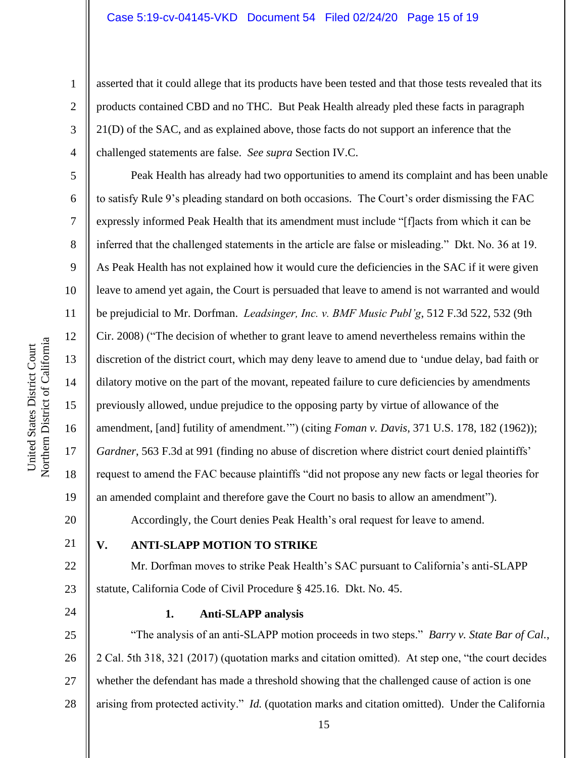asserted that it could allege that its products have been tested and that those tests revealed that its products contained CBD and no THC. But Peak Health already pled these facts in paragraph 21(D) of the SAC, and as explained above, those facts do not support an inference that the challenged statements are false. *See supra* Section IV.C.

Peak Health has already had two opportunities to amend its complaint and has been unable to satisfy Rule 9's pleading standard on both occasions. The Court's order dismissing the FAC expressly informed Peak Health that its amendment must include "[f]acts from which it can be inferred that the challenged statements in the article are false or misleading." Dkt. No. 36 at 19. As Peak Health has not explained how it would cure the deficiencies in the SAC if it were given leave to amend yet again, the Court is persuaded that leave to amend is not warranted and would be prejudicial to Mr. Dorfman. *Leadsinger, Inc. v. BMF Music Publ'g*, 512 F.3d 522, 532 (9th Cir. 2008) ("The decision of whether to grant leave to amend nevertheless remains within the discretion of the district court, which may deny leave to amend due to 'undue delay, bad faith or dilatory motive on the part of the movant, repeated failure to cure deficiencies by amendments previously allowed, undue prejudice to the opposing party by virtue of allowance of the amendment, [and] futility of amendment.'") (citing *Foman v. Davis*, 371 U.S. 178, 182 (1962)); *Gardner*, 563 F.3d at 991 (finding no abuse of discretion where district court denied plaintiffs' request to amend the FAC because plaintiffs "did not propose any new facts or legal theories for an amended complaint and therefore gave the Court no basis to allow an amendment").

Accordingly, the Court denies Peak Health's oral request for leave to amend.

## V. ANTI-SLAPP MOTION TO STRIKE

Mr. Dorfman moves to strike Peak Health's SAC pursuant to California's anti-SLAPP statute, California Code of Civil Procedure § 425.16. Dkt. No. 45.

### 1. Anti-SLAPP analysis

"The analysis of an anti-SLAPP motion proceeds in two steps." *Barry v. State Bar of Cal.*, 2 Cal. 5th 318, 321 (2017) (quotation marks and citation omitted). At step one, "the court decides whether the defendant has made a threshold showing that the challenged cause of action is one arising from protected activity." *Id.* (quotation marks and citation omitted). Under the California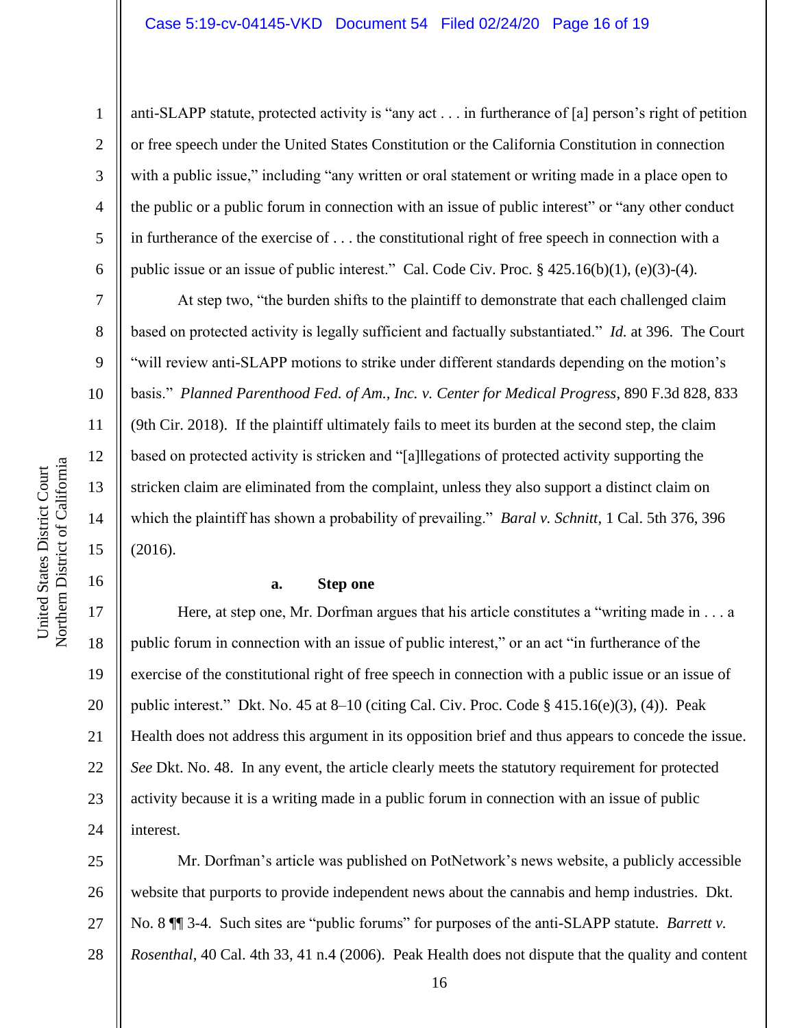anti-SLAPP statute, protected activity is "any act . . . in furtherance of [a] person's right of petition or free speech under the United States Constitution or the California Constitution in connection with a public issue," including "any written or oral statement or writing made in a place open to the public or a public forum in connection with an issue of public interest" or "any other conduct in furtherance of the exercise of . . . the constitutional right of free speech in connection with a public issue or an issue of public interest." Cal. Code Civ. Proc. § 425.16(b)(1), (e)(3)-(4).

At step two, "the burden shifts to the plaintiff to demonstrate that each challenged claim based on protected activity is legally sufficient and factually substantiated." *Id.* at 396. The Court "will review anti-SLAPP motions to strike under different standards depending on the motion's basis." *Planned Parenthood Fed. of Am., Inc. v. Center for Medical Progress*, 890 F.3d 828, 833 (9th Cir. 2018). If the plaintiff ultimately fails to meet its burden at the second step, the claim based on protected activity is stricken and "[a]llegations of protected activity supporting the stricken claim are eliminated from the complaint, unless they also support a distinct claim on which the plaintiff has shown a probability of prevailing." *Baral v. Schnitt*, 1 Cal. 5th 376, 396 (2016).

**a. Step one**

Here, at step one, Mr. Dorfman argues that his article constitutes a "writing made in . . . a public forum in connection with an issue of public interest," or an act "in furtherance of the exercise of the constitutional right of free speech in connection with a public issue or an issue of public interest." Dkt. No. 45 at 8–10 (citing Cal. Civ. Proc. Code § 415.16(e)(3), (4)). Peak Health does not address this argument in its opposition brief and thus appears to concede the issue. *See* Dkt. No. 48. In any event, the article clearly meets the statutory requirement for protected activity because it is a writing made in a public forum in connection with an issue of public interest.

Mr. Dorfman's article was published on PotNetwork's news website, a publicly accessible website that purports to provide independent news about the cannabis and hemp industries. Dkt. No. 8 ¶¶ 3-4. Such sites are "public forums" for purposes of the anti-SLAPP statute. *Barrett v. Rosenthal*, 40 Cal. 4th 33, 41 n.4 (2006). Peak Health does not dispute that the quality and content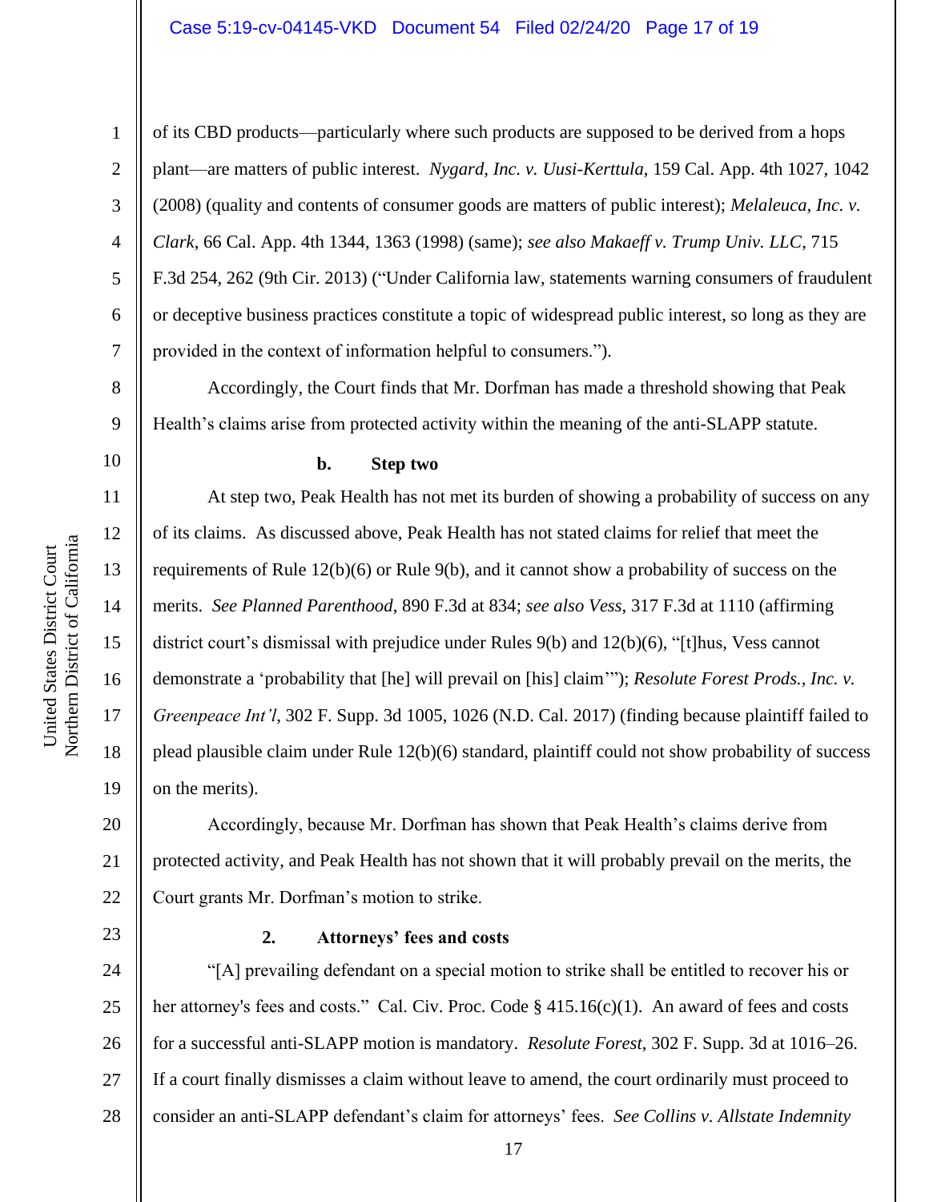of its CBD products—particularly where such products are supposed to be derived from a hops plant—are matters of public interest. *Nygard, Inc. v. Uusi-Kerttula*, 159 Cal. App. 4th 1027, 1042 (2008) (quality and contents of consumer goods are matters of public interest); *Melaleuca, Inc. v. Clark*, 66 Cal. App. 4th 1344, 1363 (1998) (same); *see also Makaeff v. Trump Univ. LLC*, 715 F.3d 254, 262 (9th Cir. 2013) ("Under California law, statements warning consumers of fraudulent or deceptive business practices constitute a topic of widespread public interest, so long as they are provided in the context of information helpful to consumers.").

Accordingly, the Court finds that Mr. Dorfman has made a threshold showing that Peak Health's claims arise from protected activity within the meaning of the anti-SLAPP statute.

**b. Step two**

At step two, Peak Health has not met its burden of showing a probability of success on any of its claims. As discussed above, Peak Health has not stated claims for relief that meet the requirements of Rule 12(b)(6) or Rule 9(b), and it cannot show a probability of success on the merits. *See Planned Parenthood*, 890 F.3d at 834; *see also Vess*, 317 F.3d at 1110 (affirming district court's dismissal with prejudice under Rules 9(b) and 12(b)(6), "[t]hus, Vess cannot demonstrate a 'probability that [he] will prevail on [his] claim'"); *Resolute Forest Prods., Inc. v. Greenpeace Int'l*, 302 F. Supp. 3d 1005, 1026 (N.D. Cal. 2017) (finding because plaintiff failed to plead plausible claim under Rule 12(b)(6) standard, plaintiff could not show probability of success on the merits).

Accordingly, because Mr. Dorfman has shown that Peak Health's claims derive from protected activity, and Peak Health has not shown that it will probably prevail on the merits, the Court grants Mr. Dorfman's motion to strike.

**2. Attorneys' fees and costs**

"[A] prevailing defendant on a special motion to strike shall be entitled to recover his or her attorney's fees and costs." Cal. Civ. Proc. Code § 415.16(c)(1). An award of fees and costs for a successful anti-SLAPP motion is mandatory. *Resolute Forest*, 302 F. Supp. 3d at 1016–26. If a court finally dismisses a claim without leave to amend, the court ordinarily must proceed to consider an anti-SLAPP defendant's claim for attorneys' fees. *See Collins v. Allstate Indemnity*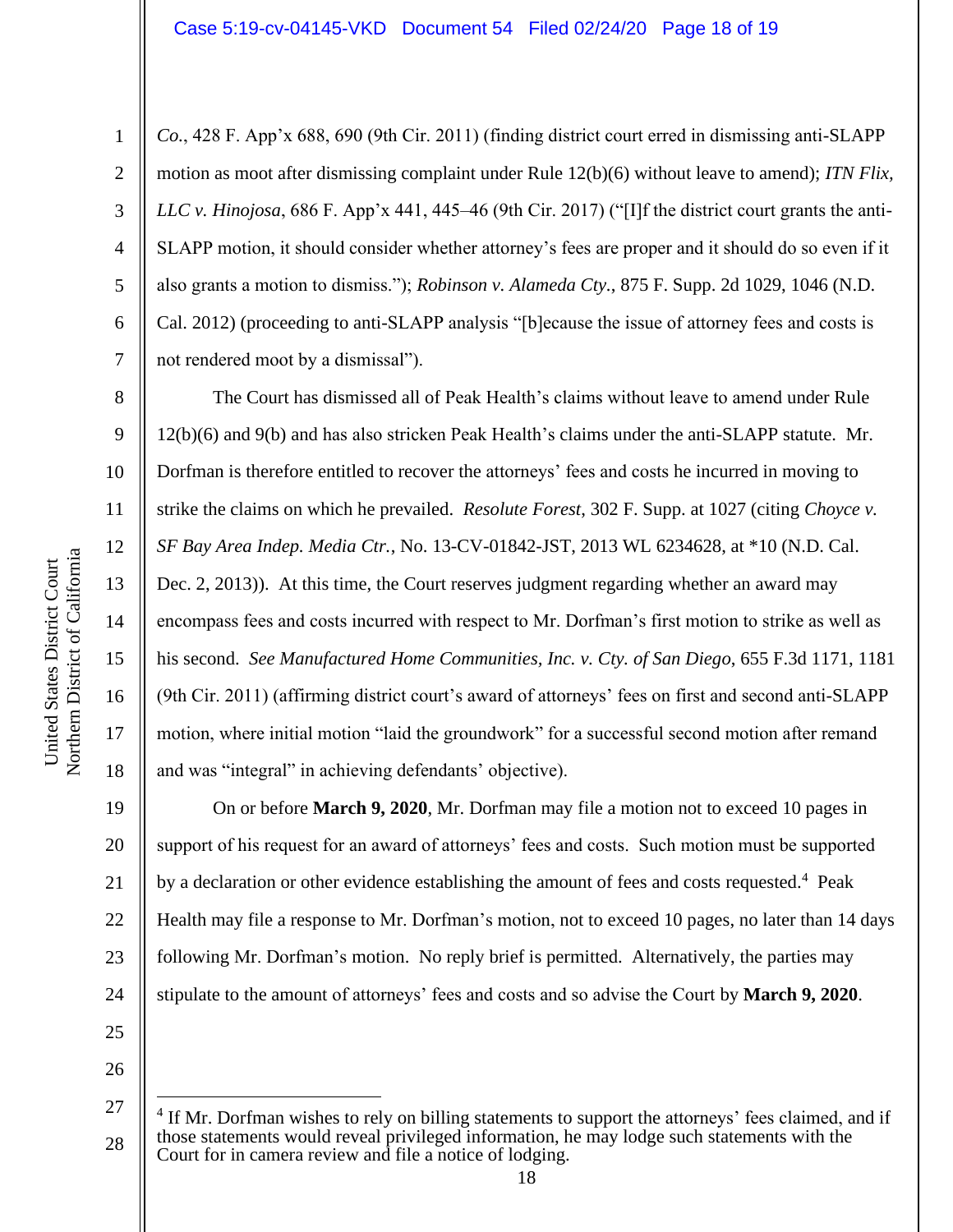*Co.*, 428 F. App'x 688, 690 (9th Cir. 2011) (finding district court erred in dismissing anti-SLAPP motion as moot after dismissing complaint under Rule 12(b)(6) without leave to amend); *ITN Flix, LLC v. Hinojosa*, 686 F. App'x 441, 445–46 (9th Cir. 2017) ("[I]f the district court grants the anti-SLAPP motion, it should consider whether attorney's fees are proper and it should do so even if it also grants a motion to dismiss."); *Robinson v. Alameda Cty.*, 875 F. Supp. 2d 1029, 1046 (N.D. Cal. 2012) (proceeding to anti-SLAPP analysis "[b]ecause the issue of attorney fees and costs is not rendered moot by a dismissal").

The Court has dismissed all of Peak Health's claims without leave to amend under Rule 12(b)(6) and 9(b) and has also stricken Peak Health's claims under the anti-SLAPP statute. Mr. Dorfman is therefore entitled to recover the attorneys' fees and costs he incurred in moving to strike the claims on which he prevailed. *Resolute Forest*, 302 F. Supp. at 1027 (citing *Choyce v. SF Bay Area Indep. Media Ctr.*, No. 13-CV-01842-JST, 2013 WL 6234628, at *10 (N.D. Cal. Dec. 2, 2013)). At this time, the Court reserves judgment regarding whether an award may encompass fees and costs incurred with respect to Mr. Dorfman's first motion to strike as well as his second. *See Manufactured Home Communities, Inc. v. Cty. of San Diego*, 655 F.3d 1171, 1181 (9th Cir. 2011) (affirming district court's award of attorneys' fees on first and second anti-SLAPP motion, where initial motion "laid the groundwork" for a successful second motion after remand and was "integral" in achieving defendants' objective).

On or before **March 9, 2020**, Mr. Dorfman may file a motion not to exceed 10 pages in support of his request for an award of attorneys' fees and costs. Such motion must be supported by a declaration or other evidence establishing the amount of fees and costs requested.[4] Peak Health may file a response to Mr. Dorfman's motion, not to exceed 10 pages, no later than 14 days following Mr. Dorfman's motion. No reply brief is permitted. Alternatively, the parties may stipulate to the amount of attorneys' fees and costs and so advise the Court by **March 9, 2020**.

---

[4] If Mr. Dorfman wishes to rely on billing statements to support the attorneys' fees claimed, and if those statements would reveal privileged information, he may lodge such statements with the Court for in camera review and file a notice of lodging.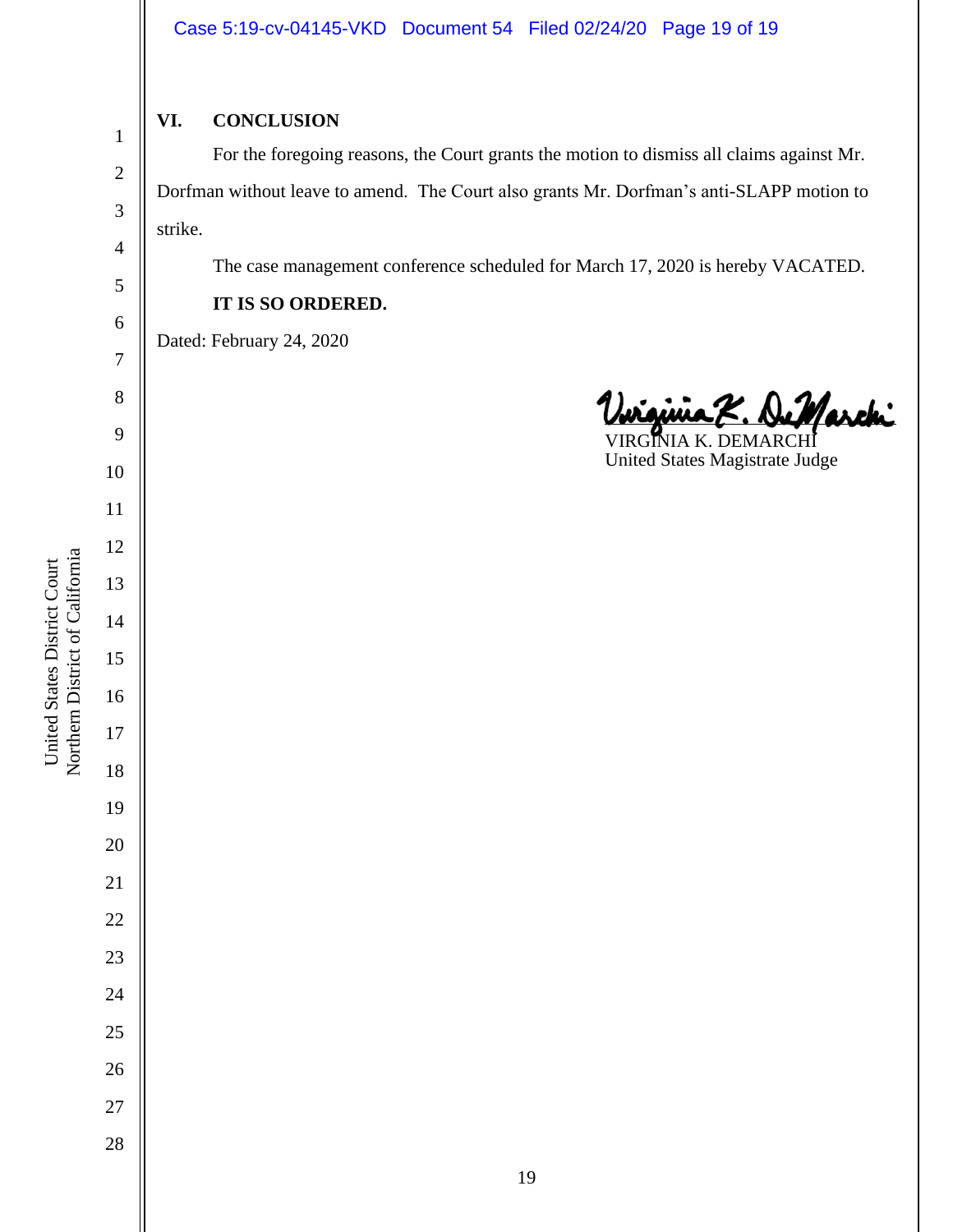## VI. CONCLUSION

For the foregoing reasons, the Court grants the motion to dismiss all claims against Mr. Dorfman without leave to amend. The Court also grants Mr. Dorfman's anti-SLAPP motion to strike.

The case management conference scheduled for March 17, 2020 is hereby VACATED.

**IT IS SO ORDERED.**

Dated: February 24, 2020

VIRGINIA K. DEMARCHI
United States Magistrate Judge